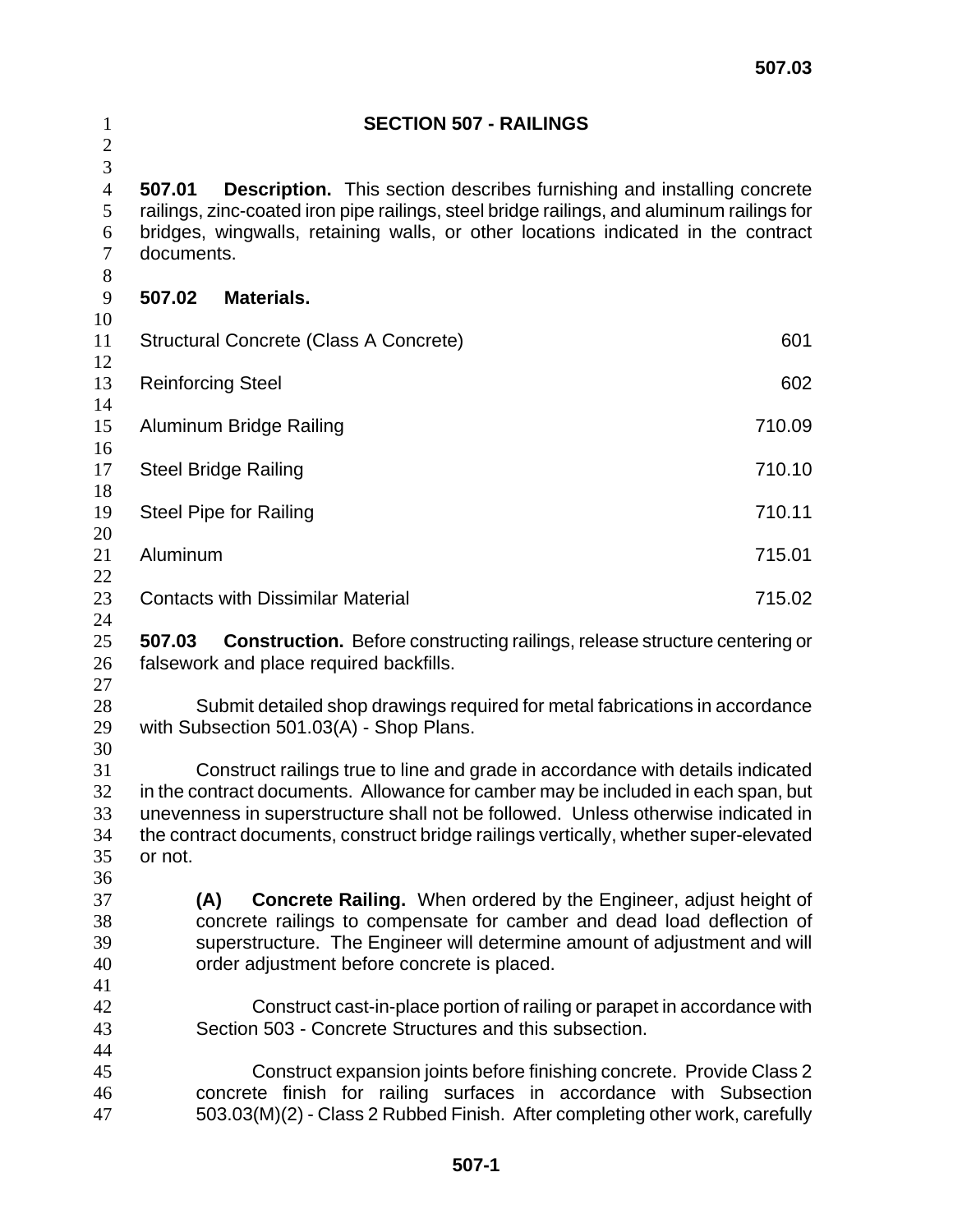# SECTION 507 - RAILINGS

**507.01 Description.** This section describes furnishing and installing concrete railings, zinc-coated iron pipe railings, steel bridge railings, and aluminum railings for bridges, wingwalls, retaining walls, or other locations indicated in the contract documents.

**507.02 Materials.**

| | |
|---|---|
| Structural Concrete (Class A Concrete) | 601 |
| Reinforcing Steel | 602 |
| Aluminum Bridge Railing | 710.09 |
| Steel Bridge Railing | 710.10 |
| Steel Pipe for Railing | 710.11 |
| Aluminum | 715.01 |
| Contacts with Dissimilar Material | 715.02 |

**507.03 Construction.** Before constructing railings, release structure centering or falsework and place required backfills.

Submit detailed shop drawings required for metal fabrications in accordance with Subsection 501.03(A) - Shop Plans.

Construct railings true to line and grade in accordance with details indicated in the contract documents. Allowance for camber may be included in each span, but unevenness in superstructure shall not be followed. Unless otherwise indicated in the contract documents, construct bridge railings vertically, whether super-elevated or not.

**(A) Concrete Railing.** When ordered by the Engineer, adjust height of concrete railings to compensate for camber and dead load deflection of superstructure. The Engineer will determine amount of adjustment and will order adjustment before concrete is placed.

Construct cast-in-place portion of railing or parapet in accordance with Section 503 - Concrete Structures and this subsection.

Construct expansion joints before finishing concrete. Provide Class 2 concrete finish for railing surfaces in accordance with Subsection 503.03(M)(2) - Class 2 Rubbed Finish. After completing other work, carefully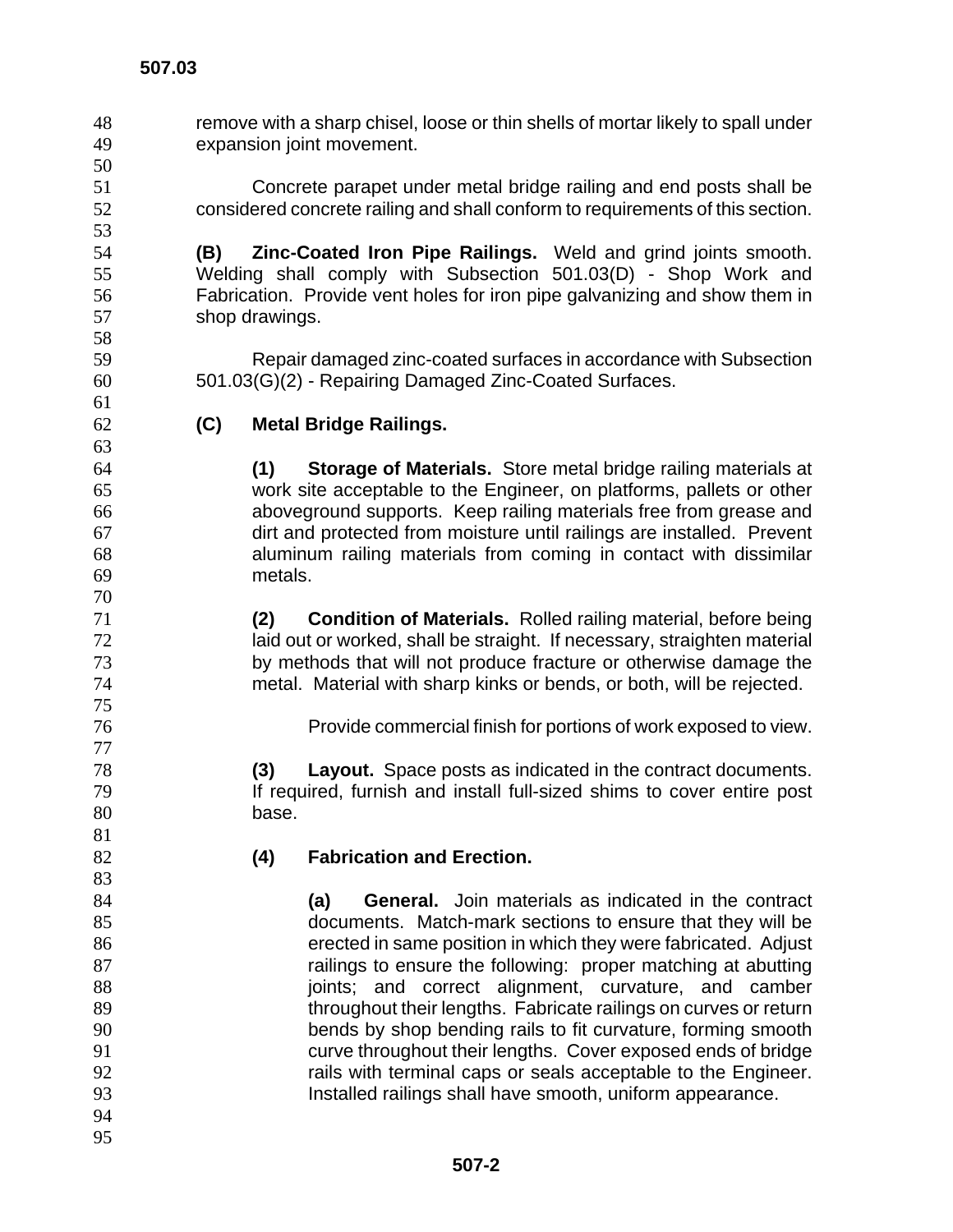remove with a sharp chisel, loose or thin shells of mortar likely to spall under expansion joint movement.

Concrete parapet under metal bridge railing and end posts shall be considered concrete railing and shall conform to requirements of this section.

**(B) Zinc-Coated Iron Pipe Railings.** Weld and grind joints smooth. Welding shall comply with Subsection 501.03(D) - Shop Work and Fabrication. Provide vent holes for iron pipe galvanizing and show them in shop drawings.

Repair damaged zinc-coated surfaces in accordance with Subsection 501.03(G)(2) - Repairing Damaged Zinc-Coated Surfaces.

**(C) Metal Bridge Railings.**

**(1) Storage of Materials.** Store metal bridge railing materials at work site acceptable to the Engineer, on platforms, pallets or other aboveground supports. Keep railing materials free from grease and dirt and protected from moisture until railings are installed. Prevent aluminum railing materials from coming in contact with dissimilar metals.

**(2) Condition of Materials.** Rolled railing material, before being laid out or worked, shall be straight. If necessary, straighten material by methods that will not produce fracture or otherwise damage the metal. Material with sharp kinks or bends, or both, will be rejected.

Provide commercial finish for portions of work exposed to view.

**(3) Layout.** Space posts as indicated in the contract documents. If required, furnish and install full-sized shims to cover entire post base.

**(4) Fabrication and Erection.**

**(a) General.** Join materials as indicated in the contract documents. Match-mark sections to ensure that they will be erected in same position in which they were fabricated. Adjust railings to ensure the following: proper matching at abutting joints; and correct alignment, curvature, and camber throughout their lengths. Fabricate railings on curves or return bends by shop bending rails to fit curvature, forming smooth curve throughout their lengths. Cover exposed ends of bridge rails with terminal caps or seals acceptable to the Engineer. Installed railings shall have smooth, uniform appearance.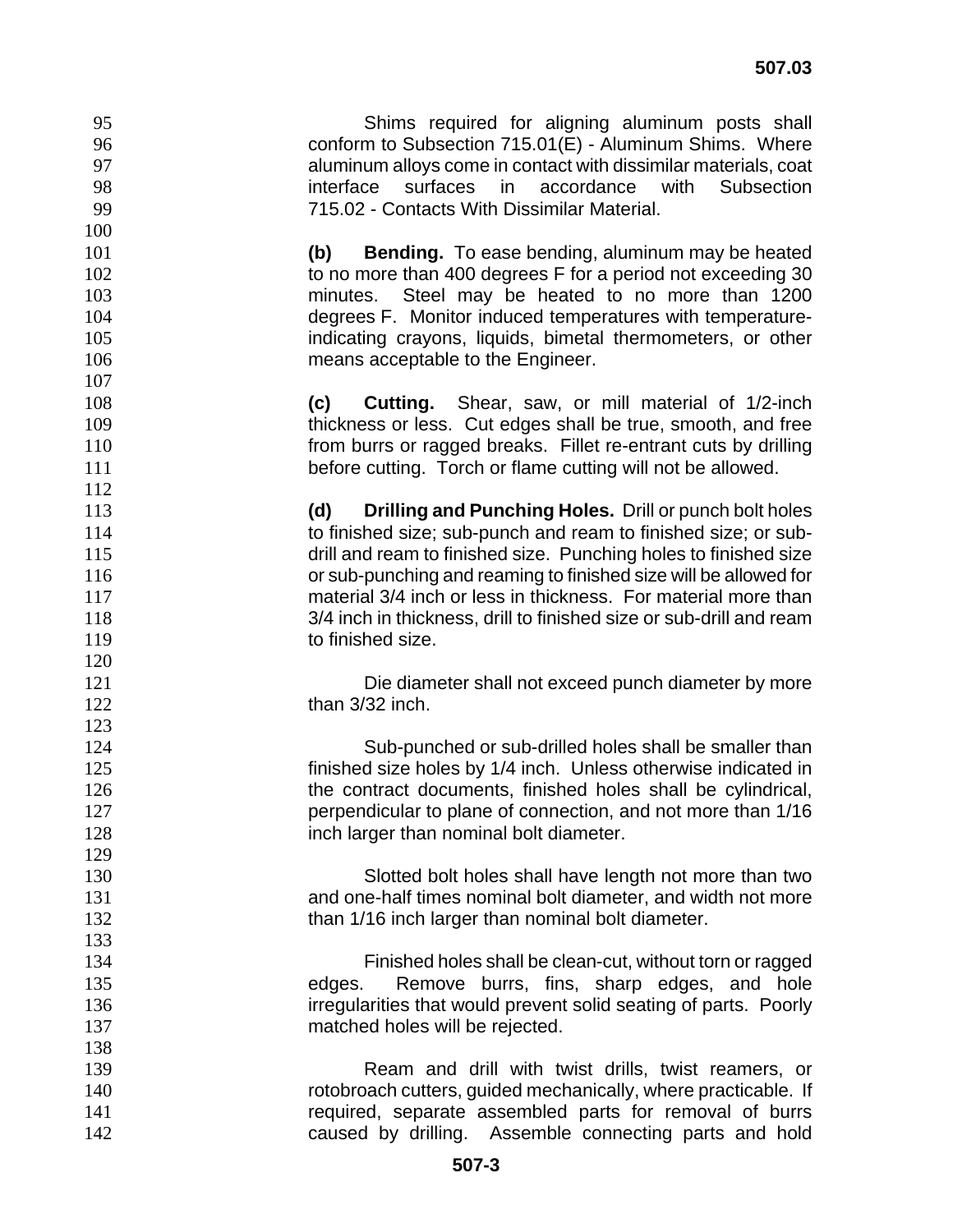Shims required for aligning aluminum posts shall conform to Subsection 715.01(E) - Aluminum Shims. Where aluminum alloys come in contact with dissimilar materials, coat interface surfaces in accordance with Subsection 715.02 - Contacts With Dissimilar Material.

**(b) Bending.** To ease bending, aluminum may be heated to no more than 400 degrees F for a period not exceeding 30 minutes. Steel may be heated to no more than 1200 degrees F. Monitor induced temperatures with temperature-indicating crayons, liquids, bimetal thermometers, or other means acceptable to the Engineer.

**(c) Cutting.** Shear, saw, or mill material of 1/2-inch thickness or less. Cut edges shall be true, smooth, and free from burrs or ragged breaks. Fillet re-entrant cuts by drilling before cutting. Torch or flame cutting will not be allowed.

**(d) Drilling and Punching Holes.** Drill or punch bolt holes to finished size; sub-punch and ream to finished size; or sub-drill and ream to finished size. Punching holes to finished size or sub-punching and reaming to finished size will be allowed for material 3/4 inch or less in thickness. For material more than 3/4 inch in thickness, drill to finished size or sub-drill and ream to finished size.

Die diameter shall not exceed punch diameter by more than 3/32 inch.

Sub-punched or sub-drilled holes shall be smaller than finished size holes by 1/4 inch. Unless otherwise indicated in the contract documents, finished holes shall be cylindrical, perpendicular to plane of connection, and not more than 1/16 inch larger than nominal bolt diameter.

Slotted bolt holes shall have length not more than two and one-half times nominal bolt diameter, and width not more than 1/16 inch larger than nominal bolt diameter.

Finished holes shall be clean-cut, without torn or ragged edges. Remove burrs, fins, sharp edges, and hole irregularities that would prevent solid seating of parts. Poorly matched holes will be rejected.

Ream and drill with twist drills, twist reamers, or rotobroach cutters, guided mechanically, where practicable. If required, separate assembled parts for removal of burrs caused by drilling. Assemble connecting parts and hold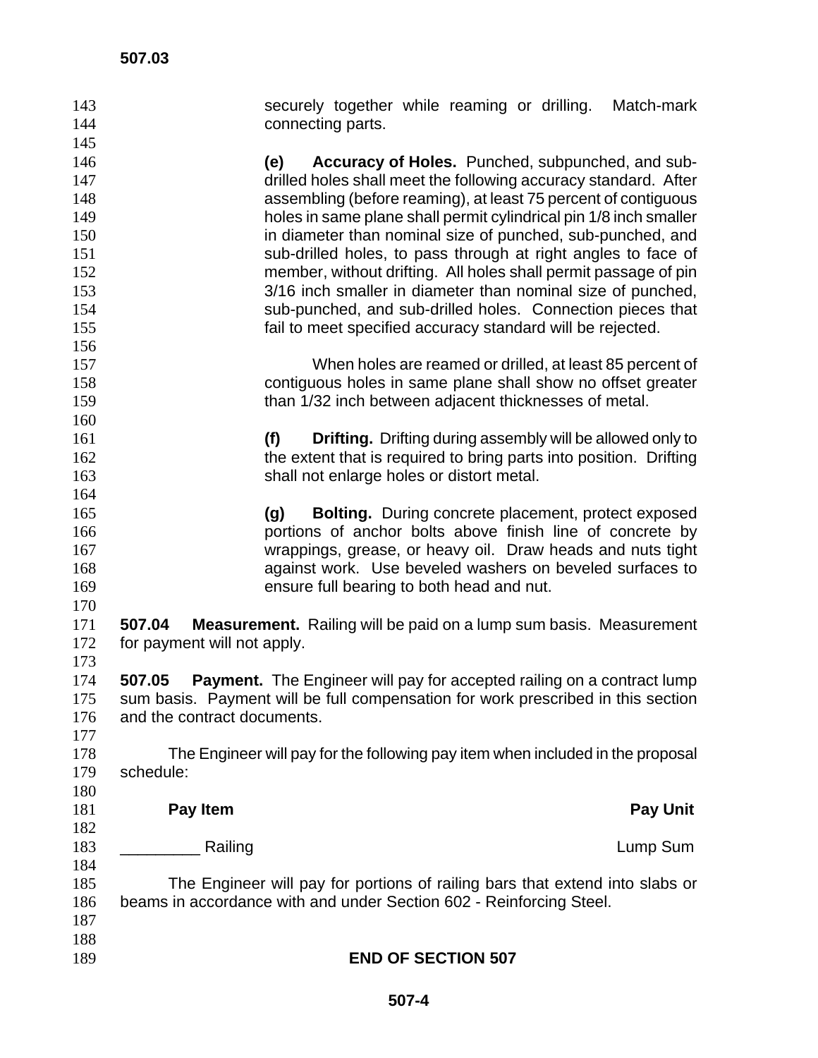securely together while reaming or drilling. Match-mark connecting parts.

**(e) Accuracy of Holes.** Punched, subpunched, and sub-drilled holes shall meet the following accuracy standard. After assembling (before reaming), at least 75 percent of contiguous holes in same plane shall permit cylindrical pin 1/8 inch smaller in diameter than nominal size of punched, sub-punched, and sub-drilled holes, to pass through at right angles to face of member, without drifting. All holes shall permit passage of pin 3/16 inch smaller in diameter than nominal size of punched, sub-punched, and sub-drilled holes. Connection pieces that fail to meet specified accuracy standard will be rejected.

When holes are reamed or drilled, at least 85 percent of contiguous holes in same plane shall show no offset greater than 1/32 inch between adjacent thicknesses of metal.

**(f) Drifting.** Drifting during assembly will be allowed only to the extent that is required to bring parts into position. Drifting shall not enlarge holes or distort metal.

**(g) Bolting.** During concrete placement, protect exposed portions of anchor bolts above finish line of concrete by wrappings, grease, or heavy oil. Draw heads and nuts tight against work. Use beveled washers on beveled surfaces to ensure full bearing to both head and nut.

**507.04 Measurement.** Railing will be paid on a lump sum basis. Measurement for payment will not apply.

**507.05 Payment.** The Engineer will pay for accepted railing on a contract lump sum basis. Payment will be full compensation for work prescribed in this section and the contract documents.

The Engineer will pay for the following pay item when included in the proposal schedule:

| Pay Item | Pay Unit |
|---|---|
| _________ Railing | Lump Sum |

The Engineer will pay for portions of railing bars that extend into slabs or beams in accordance with and under Section 602 - Reinforcing Steel.

**END OF SECTION 507**